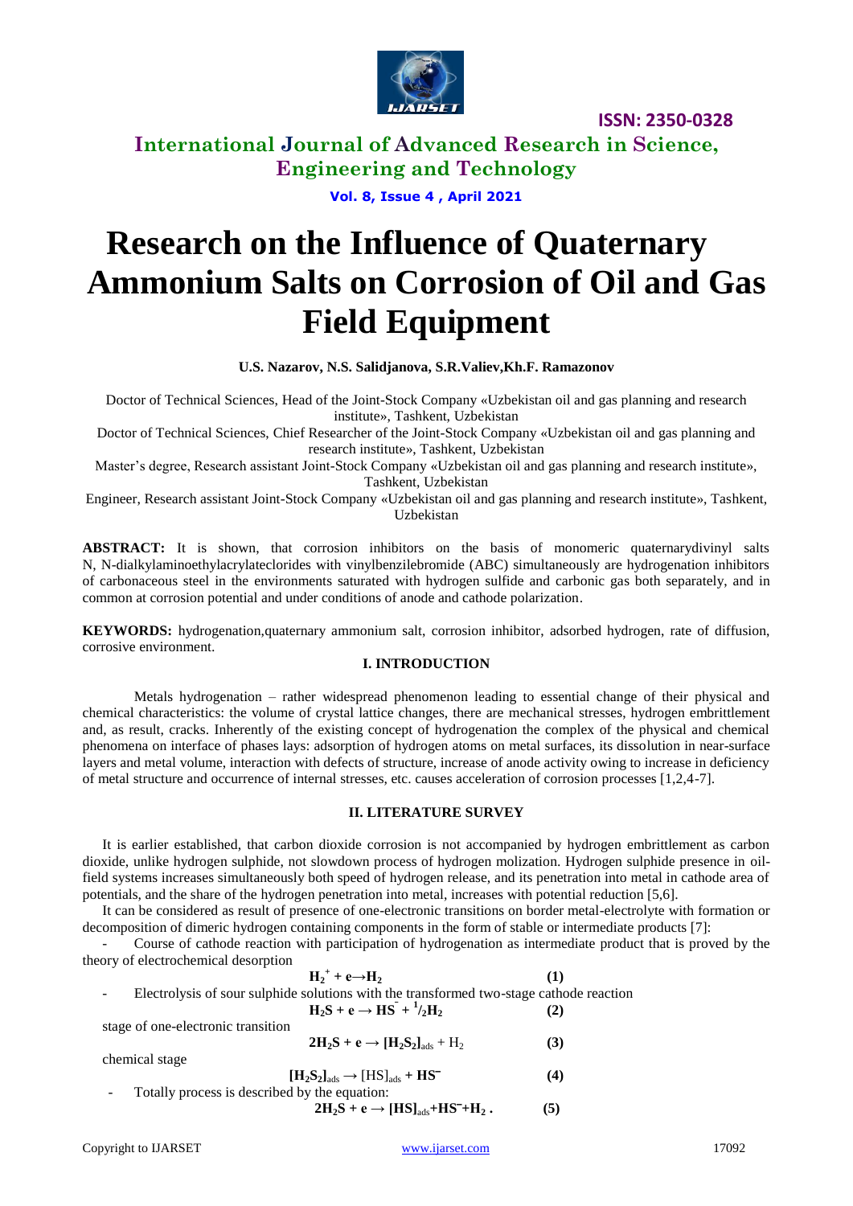# Research on the Influence of Quaternary Ammonium Salts on Corrosion of Oil and Gas Field Equipment

**U.S. Nazarov, N.S. Salidjanova, S.R.Valiev,Kh.F. Ramazonov**

Doctor of Technical Sciences, Head of the Joint-Stock Company «Uzbekistan oil and gas planning and research institute», Tashkent, Uzbekistan

Doctor of Technical Sciences, Chief Researcher of the Joint-Stock Company «Uzbekistan oil and gas planning and research institute», Tashkent, Uzbekistan

Master's degree, Research assistant Joint-Stock Company «Uzbekistan oil and gas planning and research institute», Tashkent, Uzbekistan

Engineer, Research assistant Joint-Stock Company «Uzbekistan oil and gas planning and research institute», Tashkent, Uzbekistan

**ABSTRACT:** It is shown, that corrosion inhibitors on the basis of monomeric quaternarydivinyl salts N, N-dialkylaminoethylacrylateclorides with vinylbenzilebromide (ABC) simultaneously are hydrogenation inhibitors of carbonaceous steel in the environments saturated with hydrogen sulfide and carbonic gas both separately, and in common at corrosion potential and under conditions of anode and cathode polarization.

**KEYWORDS:** hydrogenation,quaternary ammonium salt, corrosion inhibitor, adsorbed hydrogen, rate of diffusion, corrosive environment.

## I. INTRODUCTION

Metals hydrogenation – rather widespread phenomenon leading to essential change of their physical and chemical characteristics: the volume of crystal lattice changes, there are mechanical stresses, hydrogen embrittlement and, as result, cracks. Inherently of the existing concept of hydrogenation the complex of the physical and chemical phenomena on interface of phases lays: adsorption of hydrogen atoms on metal surfaces, its dissolution in near-surface layers and metal volume, interaction with defects of structure, increase of anode activity owing to increase in deficiency of metal structure and occurrence of internal stresses, etc. causes acceleration of corrosion processes [1,2,4-7].

## II. LITERATURE SURVEY

It is earlier established, that carbon dioxide corrosion is not accompanied by hydrogen embrittlement as carbon dioxide, unlike hydrogen sulphide, not slowdown process of hydrogen molization. Hydrogen sulphide presence in oil-field systems increases simultaneously both speed of hydrogen release, and its penetration into metal in cathode area of potentials, and the share of the hydrogen penetration into metal, increases with potential reduction [5,6].

It can be considered as result of presence of one-electronic transitions on border metal-electrolyte with formation or decomposition of dimeric hydrogen containing components in the form of stable or intermediate products [7]:

- Course of cathode reaction with participation of hydrogenation as intermediate product that is proved by the theory of electrochemical desorption

$$H_2^+ + e \rightarrow H_2 \quad (1)$$

- Electrolysis of sour sulphide solutions with the transformed two-stage cathode reaction

$$H_2S + e \rightarrow HS^- + {}^1/_2H_2 \quad (2)$$

stage of one-electronic transition

$$2H_2S + e \rightarrow [H_2S_2]_{ads} + H_2 \quad (3)$$

chemical stage

$$[H_2S_2]_{ads} \rightarrow [HS]_{ads} + HS^- \quad (4)$$

- Totally process is described by the equation:

$$2H_2S + e \rightarrow [HS]_{ads} + HS^- + H_2 . \quad (5)$$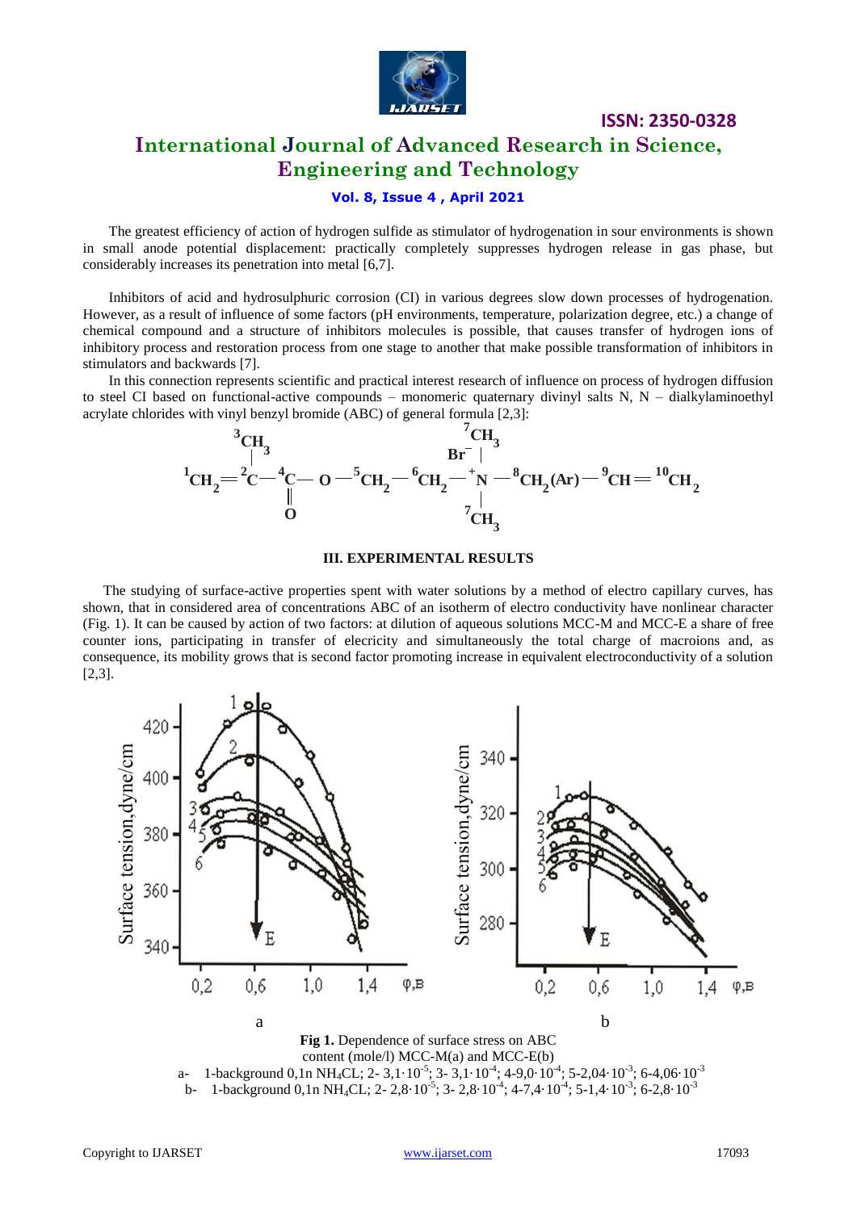The greatest efficiency of action of hydrogen sulfide as stimulator of hydrogenation in sour environments is shown in small anode potential displacement: practically completely suppresses hydrogen release in gas phase, but considerably increases its penetration into metal [6,7].

Inhibitors of acid and hydrosulphuric corrosion (CI) in various degrees slow down processes of hydrogenation. However, as a result of influence of some factors (pH environments, temperature, polarization degree, etc.) a change of chemical compound and a structure of inhibitors molecules is possible, that causes transfer of hydrogen ions of inhibitory process and restoration process from one stage to another that make possible transformation of inhibitors in stimulators and backwards [7].

In this connection represents scientific and practical interest research of influence on process of hydrogen diffusion to steel CI based on functional-active compounds – monomeric quaternary divinyl salts N, N – dialkylaminoethyl acrylate chlorides with vinyl benzyl bromide (ABC) of general formula [2,3]:

$$
{}^{1}CH_2={}^{2}C({}^{3}CH_3)-{}^{4}C(=O)-O-{}^{5}CH_2-{}^{6}CH_2-{}^{+}N({}^{7}CH_3)_2(Br^-)-{}^{8}CH_2(Ar)-{}^{9}CH={}^{10}CH_2
$$

## III. EXPERIMENTAL RESULTS

The studying of surface-active properties spent with water solutions by a method of electro capillary curves, has shown, that in considered area of concentrations ABC of an isotherm of electro conductivity have nonlinear character (Fig. 1). It can be caused by action of two factors: at dilution of aqueous solutions MCC-M and MCC-E a share of free counter ions, participating in transfer of elecricity and simultaneously the total charge of macroions and, as consequence, its mobility grows that is second factor promoting increase in equivalent electroconductivity of a solution [2,3].

**Fig 1.** Dependence of surface stress on ABC content (mole/l) MCC-M(a) and MCC-E(b)

a- 1-background 0,1n $NH_4CL$; 2- $3{,}1\cdot10^{-5}$; 3- $3{,}1\cdot10^{-4}$; 4-$9{,}0\cdot10^{-4}$; 5-$2{,}04\cdot10^{-3}$; 6-$4{,}06\cdot10^{-3}$

b- 1-background 0,1n $NH_4CL$; 2- $2{,}8\cdot10^{-5}$; 3- $2{,}8\cdot10^{-4}$; 4-$7{,}4\cdot10^{-4}$; 5-$1{,}4\cdot10^{-3}$; 6-$2{,}8\cdot10^{-3}$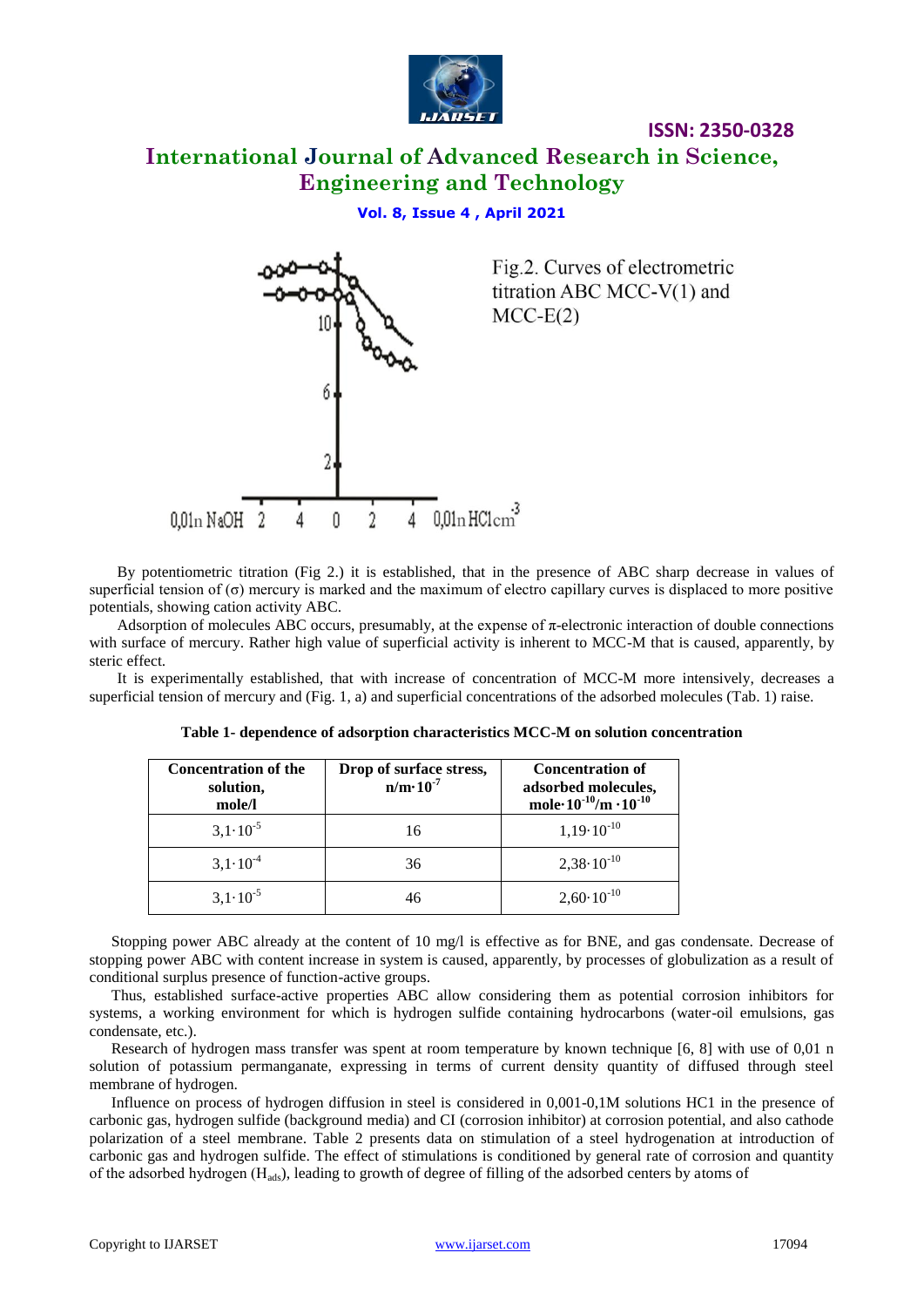Fig.2. Curves of electrometric titration ABC MCC-V(1) and MCC-E(2)

By potentiometric titration (Fig 2.) it is established, that in the presence of ABC sharp decrease in values of superficial tension of (σ) mercury is marked and the maximum of electro capillary curves is displaced to more positive potentials, showing cation activity ABC.

Adsorption of molecules ABC occurs, presumably, at the expense of π-electronic interaction of double connections with surface of mercury. Rather high value of superficial activity is inherent to MCC-M that is caused, apparently, by steric effect.

It is experimentally established, that with increase of concentration of MCC-M more intensively, decreases a superficial tension of mercury and (Fig. 1, a) and superficial concentrations of the adsorbed molecules (Tab. 1) raise.

**Table 1- dependence of adsorption characteristics MCC-M on solution concentration**

| Concentration of the solution, mole/l | Drop of surface stress, $n/m \cdot 10^{-7}$ | Concentration of adsorbed molecules, $mole \cdot 10^{-10}/m \cdot 10^{-10}$ |
|---|---|---|
| $3{,}1 \cdot 10^{-5}$ | 16 | $1{,}19 \cdot 10^{-10}$ |
| $3{,}1 \cdot 10^{-4}$ | 36 | $2{,}38 \cdot 10^{-10}$ |
| $3{,}1 \cdot 10^{-5}$ | 46 | $2{,}60 \cdot 10^{-10}$ |

Stopping power ABC already at the content of 10 mg/l is effective as for BNE, and gas condensate. Decrease of stopping power ABC with content increase in system is caused, apparently, by processes of globulization as a result of conditional surplus presence of function-active groups.

Thus, established surface-active properties ABC allow considering them as potential corrosion inhibitors for systems, a working environment for which is hydrogen sulfide containing hydrocarbons (water-oil emulsions, gas condensate, etc.).

Research of hydrogen mass transfer was spent at room temperature by known technique [6, 8] with use of 0,01 n solution of potassium permanganate, expressing in terms of current density quantity of diffused through steel membrane of hydrogen.

Influence on process of hydrogen diffusion in steel is considered in 0,001-0,1M solutions HC1 in the presence of carbonic gas, hydrogen sulfide (background media) and CI (corrosion inhibitor) at corrosion potential, and also cathode polarization of a steel membrane. Table 2 presents data on stimulation of a steel hydrogenation at introduction of carbonic gas and hydrogen sulfide. The effect of stimulations is conditioned by general rate of corrosion and quantity of the adsorbed hydrogen ($H_{ads}$), leading to growth of degree of filling of the adsorbed centers by atoms of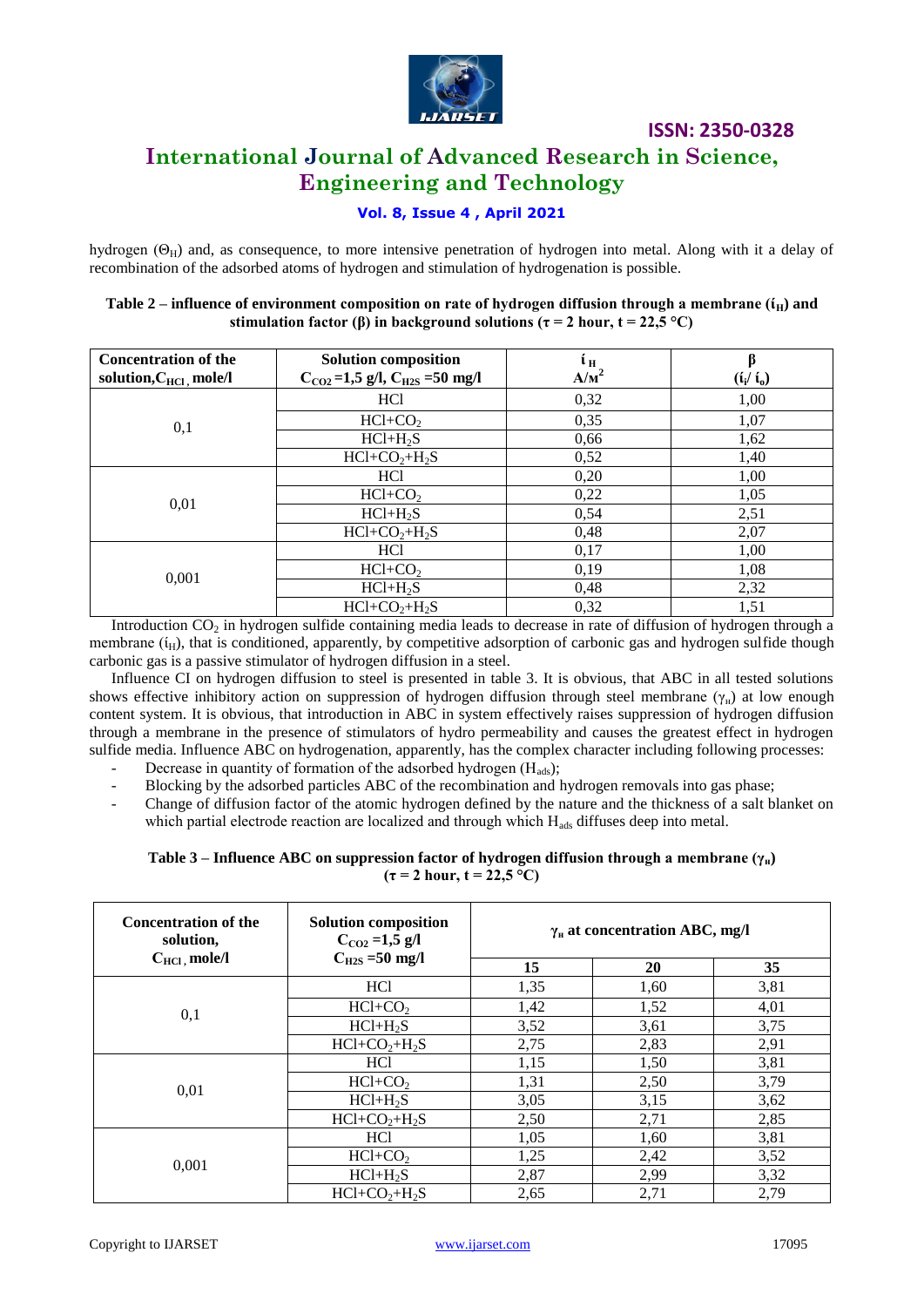hydrogen ($\Theta_H$) and, as consequence, to more intensive penetration of hydrogen into metal. Along with it a delay of recombination of the adsorbed atoms of hydrogen and stimulation of hydrogenation is possible.

**Table 2 – influence of environment composition on rate of hydrogen diffusion through a membrane ($i_H$) and stimulation factor (β) in background solutions (τ = 2 hour, t = 22,5 °C)**

| Concentration of the solution, $C_{HCl}$, mole/l | Solution composition $C_{CO2}$ =1,5 g/l, $C_{H2S}$ =50 mg/l | $i_H$ A/м$^2$ | β ($i_i$/ $i_o$) |
|---|---|---|---|
| 0,1 | HCl | 0,32 | 1,00 |
| | $HCl+CO_2$ | 0,35 | 1,07 |
| | $HCl+H_2S$ | 0,66 | 1,62 |
| | $HCl+CO_2+H_2S$ | 0,52 | 1,40 |
| 0,01 | HCl | 0,20 | 1,00 |
| | $HCl+CO_2$ | 0,22 | 1,05 |
| | $HCl+H_2S$ | 0,54 | 2,51 |
| | $HCl+CO_2+H_2S$ | 0,48 | 2,07 |
| 0,001 | HCl | 0,17 | 1,00 |
| | $HCl+CO_2$ | 0,19 | 1,08 |
| | $HCl+H_2S$ | 0,48 | 2,32 |
| | $HCl+CO_2+H_2S$ | 0,32 | 1,51 |

Introduction $CO_2$ in hydrogen sulfide containing media leads to decrease in rate of diffusion of hydrogen through a membrane ($i_H$), that is conditioned, apparently, by competitive adsorption of carbonic gas and hydrogen sulfide though carbonic gas is a passive stimulator of hydrogen diffusion in a steel.

Influence CI on hydrogen diffusion to steel is presented in table 3. It is obvious, that ABC in all tested solutions shows effective inhibitory action on suppression of hydrogen diffusion through steel membrane ($\gamma_н$) at low enough content system. It is obvious, that introduction in ABC in system effectively raises suppression of hydrogen diffusion through a membrane in the presence of stimulators of hydro permeability and causes the greatest effect in hydrogen sulfide media. Influence ABC on hydrogenation, apparently, has the complex character including following processes:

- Decrease in quantity of formation of the adsorbed hydrogen ($H_{ads}$);
- Blocking by the adsorbed particles ABC of the recombination and hydrogen removals into gas phase;
- Change of diffusion factor of the atomic hydrogen defined by the nature and the thickness of a salt blanket on which partial electrode reaction are localized and through which $H_{ads}$ diffuses deep into metal.

**Table 3 – Influence ABC on suppression factor of hydrogen diffusion through a membrane ($\gamma_н$) (τ = 2 hour, t = 22,5 °C)**

| Concentration of the solution, $C_{HCl}$, mole/l | Solution composition $C_{CO2}$ =1,5 g/l $C_{H2S}$ =50 mg/l | $\gamma_н$ at concentration ABC, mg/l | | |
|---|---|---|---|---|
| | | 15 | 20 | 35 |
| 0,1 | HCl | 1,35 | 1,60 | 3,81 |
| | $HCl+CO_2$ | 1,42 | 1,52 | 4,01 |
| | $HCl+H_2S$ | 3,52 | 3,61 | 3,75 |
| | $HCl+CO_2+H_2S$ | 2,75 | 2,83 | 2,91 |
| 0,01 | HCl | 1,15 | 1,50 | 3,81 |
| | $HCl+CO_2$ | 1,31 | 2,50 | 3,79 |
| | $HCl+H_2S$ | 3,05 | 3,15 | 3,62 |
| | $HCl+CO_2+H_2S$ | 2,50 | 2,71 | 2,85 |
| 0,001 | HCl | 1,05 | 1,60 | 3,81 |
| | $HCl+CO_2$ | 1,25 | 2,42 | 3,52 |
| | $HCl+H_2S$ | 2,87 | 2,99 | 3,32 |
| | $HCl+CO_2+H_2S$ | 2,65 | 2,71 | 2,79 |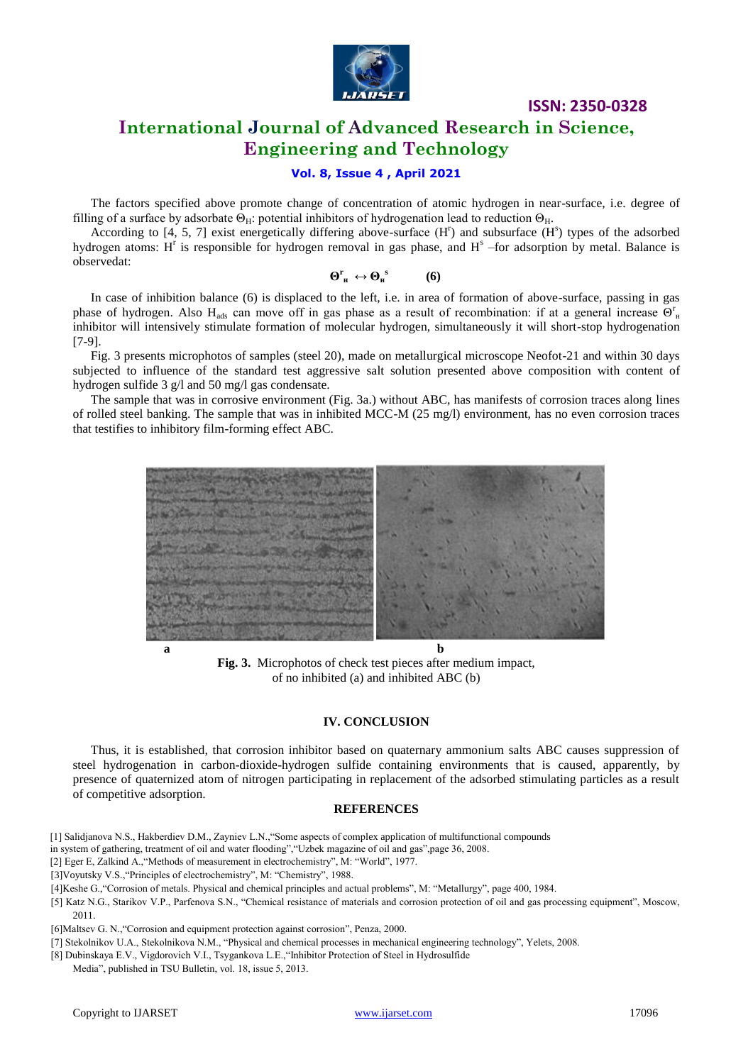The factors specified above promote change of concentration of atomic hydrogen in near-surface, i.e. degree of filling of a surface by adsorbate $\Theta_H$: potential inhibitors of hydrogenation lead to reduction $\Theta_H$.

According to [4, 5, 7] exist energetically differing above-surface ($H^r$) and subsurface ($H^s$) types of the adsorbed hydrogen atoms: $H^r$ is responsible for hydrogen removal in gas phase, and $H^s$ –for adsorption by metal. Balance is observedat:

$$\Theta^r_H \leftrightarrow \Theta_H^s \qquad (6)$$

In case of inhibition balance (6) is displaced to the left, i.e. in area of formation of above-surface, passing in gas phase of hydrogen. Also $H_{ads}$ can move off in gas phase as a result of recombination: if at a general increase $\Theta^r_H$ inhibitor will intensively stimulate formation of molecular hydrogen, simultaneously it will short-stop hydrogenation [7-9].

Fig. 3 presents microphotos of samples (steel 20), made on metallurgical microscope Neofot-21 and within 30 days subjected to influence of the standard test aggressive salt solution presented above composition with content of hydrogen sulfide 3 g/l and 50 mg/l gas condensate.

The sample that was in corrosive environment (Fig. 3a.) without ABC, has manifests of corrosion traces along lines of rolled steel banking. The sample that was in inhibited MCC-M (25 mg/l) environment, has no even corrosion traces that testifies to inhibitory film-forming effect ABC.

a b

**Fig. 3.** Microphotos of check test pieces after medium impact, of no inhibited (a) and inhibited ABC (b)

## IV. CONCLUSION

Thus, it is established, that corrosion inhibitor based on quaternary ammonium salts ABC causes suppression of steel hydrogenation in carbon-dioxide-hydrogen sulfide containing environments that is caused, apparently, by presence of quaternized atom of nitrogen participating in replacement of the adsorbed stimulating particles as a result of competitive adsorption.

## REFERENCES

[1] Salidjanova N.S., Hakberdiev D.M., Zayniev L.N.,"Some aspects of complex application of multifunctional compounds in system of gathering, treatment of oil and water flooding","Uzbek magazine of oil and gas",page 36, 2008.

[2] Eger E, Zalkind A.,"Methods of measurement in electrochemistry", M: "World", 1977.

[3]Voyutsky V.S.,"Principles of electrochemistry", M: "Chemistry", 1988.

[4]Keshe G.,"Corrosion of metals. Physical and chemical principles and actual problems", M: "Metallurgy", page 400, 1984.

[5] Katz N.G., Starikov V.P., Parfenova S.N., "Chemical resistance of materials and corrosion protection of oil and gas processing equipment", Moscow, 2011.

[6]Maltsev G. N.,"Corrosion and equipment protection against corrosion", Penza, 2000.

[7] Stekolnikov U.A., Stekolnikova N.M., "Physical and chemical processes in mechanical engineering technology", Yelets, 2008.

[8] Dubinskaya E.V., Vigdorovich V.I., Tsygankova L.E.,"Inhibitor Protection of Steel in Hydrosulfide Media", published in TSU Bulletin, vol. 18, issue 5, 2013.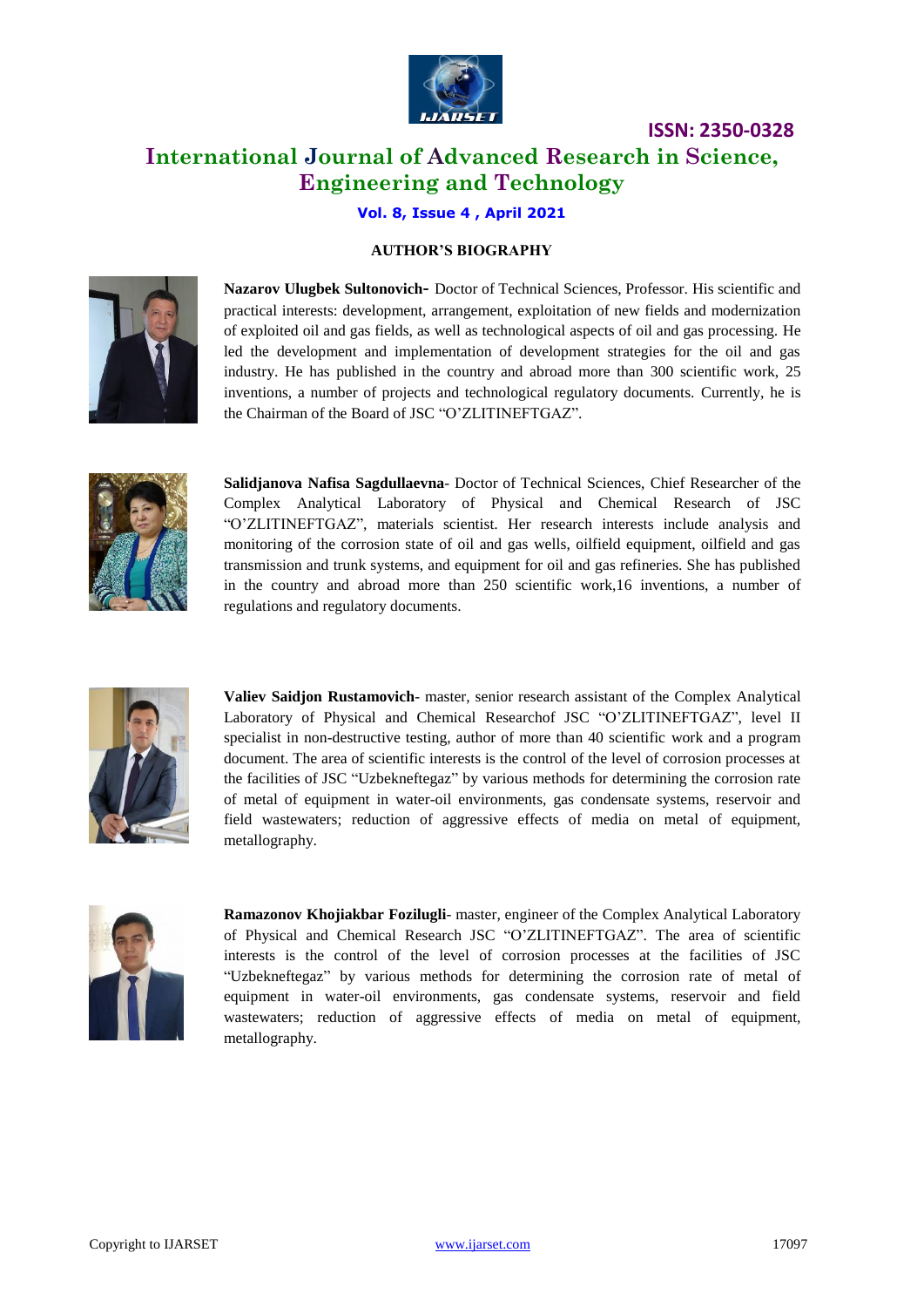**AUTHOR'S BIOGRAPHY**

**Nazarov Ulugbek Sultonovich-** Doctor of Technical Sciences, Professor. His scientific and practical interests: development, arrangement, exploitation of new fields and modernization of exploited oil and gas fields, as well as technological aspects of oil and gas processing. He led the development and implementation of development strategies for the oil and gas industry. He has published in the country and abroad more than 300 scientific work, 25 inventions, a number of projects and technological regulatory documents. Currently, he is the Chairman of the Board of JSC "O'ZLITINEFTGAZ".

**Salidjanova Nafisa Sagdullaevna**- Doctor of Technical Sciences, Chief Researcher of the Complex Analytical Laboratory of Physical and Chemical Research of JSC "O'ZLITINEFTGAZ", materials scientist. Her research interests include analysis and monitoring of the corrosion state of oil and gas wells, oilfield equipment, oilfield and gas transmission and trunk systems, and equipment for oil and gas refineries. She has published in the country and abroad more than 250 scientific work,16 inventions, a number of regulations and regulatory documents.

**Valiev Saidjon Rustamovich**- master, senior research assistant of the Complex Analytical Laboratory of Physical and Chemical Researchof JSC "O'ZLITINEFTGAZ", level II specialist in non-destructive testing, author of more than 40 scientific work and a program document. The area of scientific interests is the control of the level of corrosion processes at the facilities of JSC "Uzbekneftegaz" by various methods for determining the corrosion rate of metal of equipment in water-oil environments, gas condensate systems, reservoir and field wastewaters; reduction of aggressive effects of media on metal of equipment, metallography.

**Ramazonov Khojiakbar Fozilugli**- master, engineer of the Complex Analytical Laboratory of Physical and Chemical Research JSC "O'ZLITINEFTGAZ". The area of scientific interests is the control of the level of corrosion processes at the facilities of JSC "Uzbekneftegaz" by various methods for determining the corrosion rate of metal of equipment in water-oil environments, gas condensate systems, reservoir and field wastewaters; reduction of aggressive effects of media on metal of equipment, metallography.